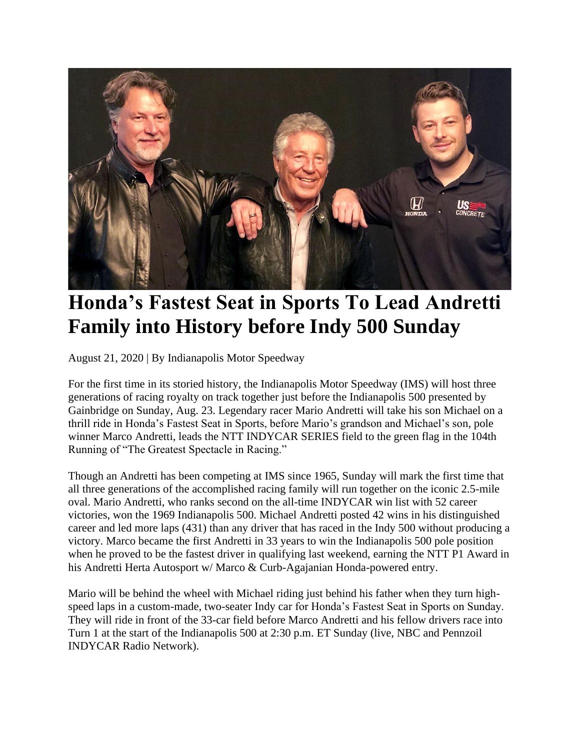# Honda's Fastest Seat in Sports To Lead Andretti Family into History before Indy 500 Sunday

August 21, 2020 | By Indianapolis Motor Speedway

For the first time in its storied history, the Indianapolis Motor Speedway (IMS) will host three generations of racing royalty on track together just before the Indianapolis 500 presented by Gainbridge on Sunday, Aug. 23. Legendary racer Mario Andretti will take his son Michael on a thrill ride in Honda's Fastest Seat in Sports, before Mario's grandson and Michael's son, pole winner Marco Andretti, leads the NTT INDYCAR SERIES field to the green flag in the 104th Running of "The Greatest Spectacle in Racing."

Though an Andretti has been competing at IMS since 1965, Sunday will mark the first time that all three generations of the accomplished racing family will run together on the iconic 2.5-mile oval. Mario Andretti, who ranks second on the all-time INDYCAR win list with 52 career victories, won the 1969 Indianapolis 500. Michael Andretti posted 42 wins in his distinguished career and led more laps (431) than any driver that has raced in the Indy 500 without producing a victory. Marco became the first Andretti in 33 years to win the Indianapolis 500 pole position when he proved to be the fastest driver in qualifying last weekend, earning the NTT P1 Award in his Andretti Herta Autosport w/ Marco & Curb-Agajanian Honda-powered entry.

Mario will be behind the wheel with Michael riding just behind his father when they turn high-speed laps in a custom-made, two-seater Indy car for Honda's Fastest Seat in Sports on Sunday. They will ride in front of the 33-car field before Marco Andretti and his fellow drivers race into Turn 1 at the start of the Indianapolis 500 at 2:30 p.m. ET Sunday (live, NBC and Pennzoil INDYCAR Radio Network).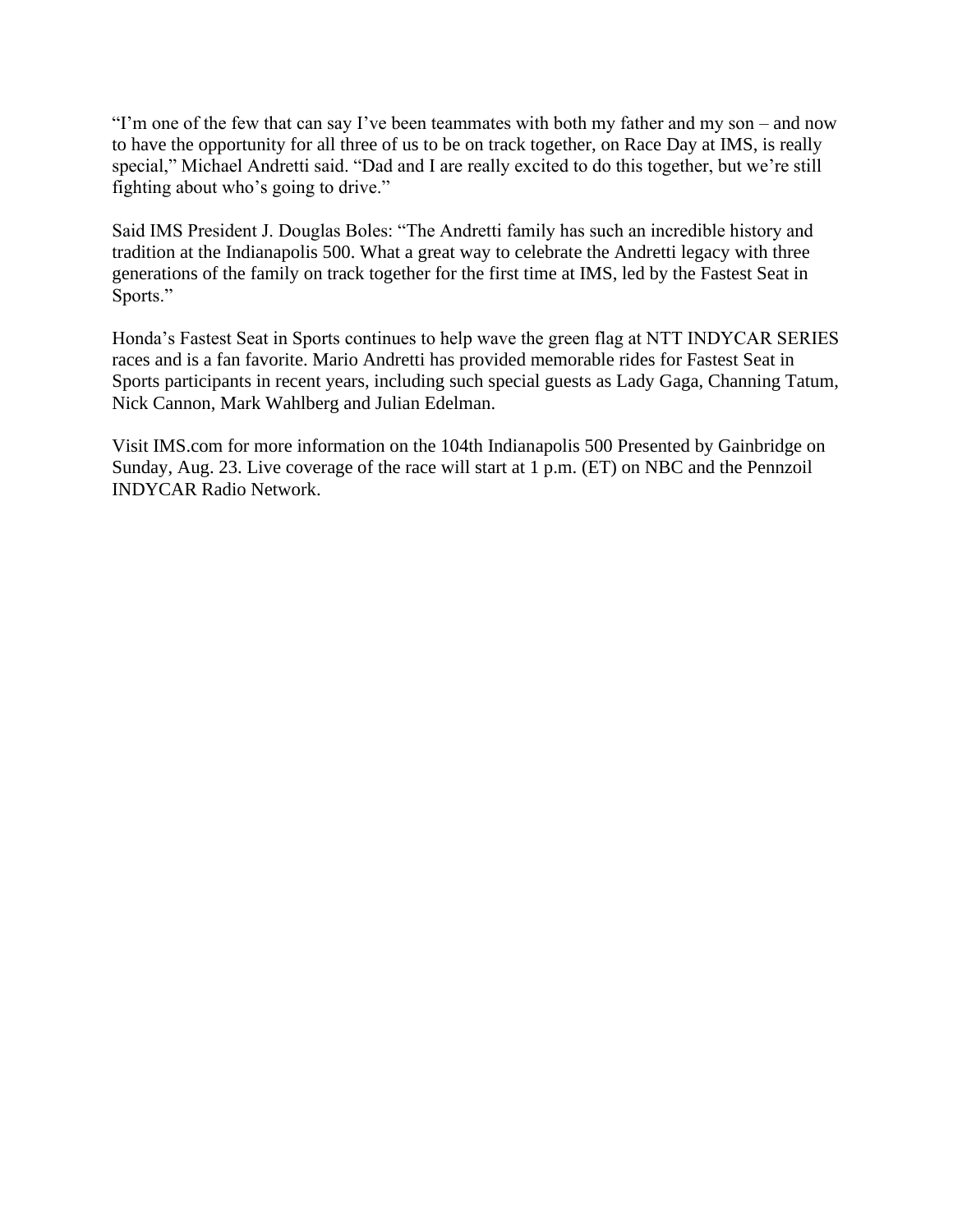"I'm one of the few that can say I've been teammates with both my father and my son – and now to have the opportunity for all three of us to be on track together, on Race Day at IMS, is really special," Michael Andretti said. "Dad and I are really excited to do this together, but we're still fighting about who's going to drive."

Said IMS President J. Douglas Boles: "The Andretti family has such an incredible history and tradition at the Indianapolis 500. What a great way to celebrate the Andretti legacy with three generations of the family on track together for the first time at IMS, led by the Fastest Seat in Sports."

Honda's Fastest Seat in Sports continues to help wave the green flag at NTT INDYCAR SERIES races and is a fan favorite. Mario Andretti has provided memorable rides for Fastest Seat in Sports participants in recent years, including such special guests as Lady Gaga, Channing Tatum, Nick Cannon, Mark Wahlberg and Julian Edelman.

Visit IMS.com for more information on the 104th Indianapolis 500 Presented by Gainbridge on Sunday, Aug. 23. Live coverage of the race will start at 1 p.m. (ET) on NBC and the Pennzoil INDYCAR Radio Network.